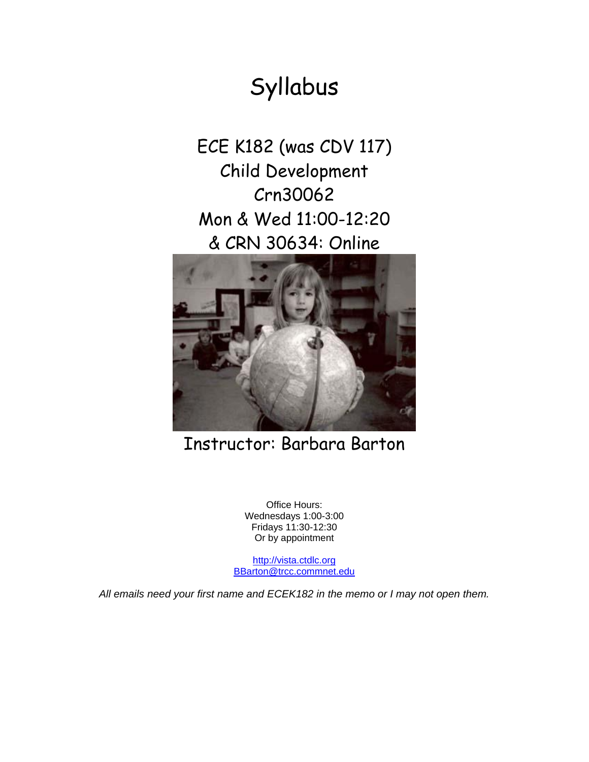# Syllabus

## ECE K182 (was CDV 117)
## Child Development
## Crn30062
## Mon & Wed 11:00-12:20
## & CRN 30634: Online

## Instructor: Barbara Barton

Office Hours:
Wednesdays 1:00-3:00
Fridays 11:30-12:30
Or by appointment

http://vista.ctdlc.org
BBarton@trcc.commnet.edu

*All emails need your first name and ECEK182 in the memo or I may not open them.*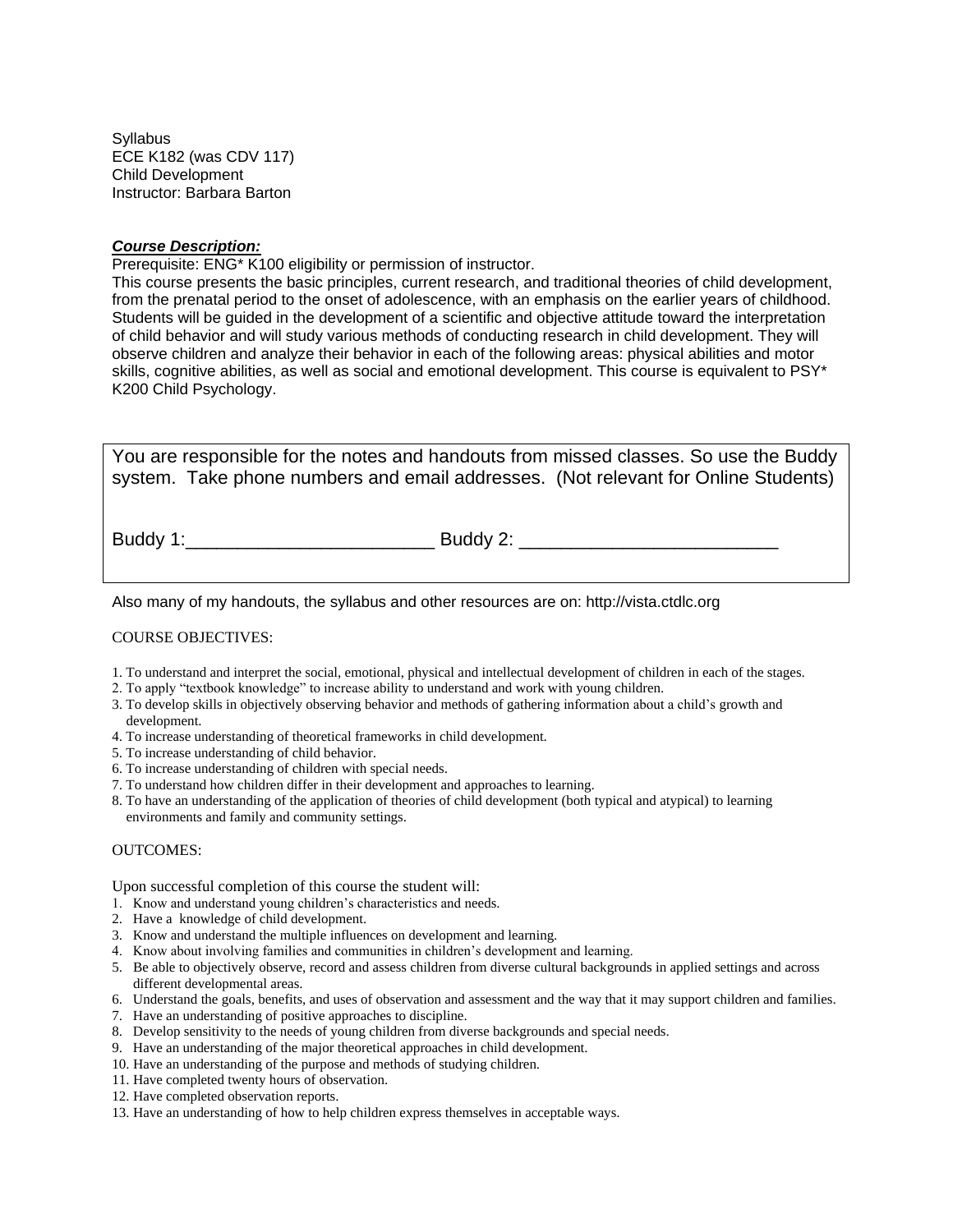Syllabus
ECE K182 (was CDV 117)
Child Development
Instructor: Barbara Barton

***Course Description:***

Prerequisite: ENG* K100 eligibility or permission of instructor.
This course presents the basic principles, current research, and traditional theories of child development, from the prenatal period to the onset of adolescence, with an emphasis on the earlier years of childhood. Students will be guided in the development of a scientific and objective attitude toward the interpretation of child behavior and will study various methods of conducting research in child development. They will observe children and analyze their behavior in each of the following areas: physical abilities and motor skills, cognitive abilities, as well as social and emotional development. This course is equivalent to PSY* K200 Child Psychology.

You are responsible for the notes and handouts from missed classes. So use the Buddy system. Take phone numbers and email addresses. (Not relevant for Online Students)

Buddy 1:________________________ Buddy 2: _________________________

Also many of my handouts, the syllabus and other resources are on: http://vista.ctdlc.org

COURSE OBJECTIVES:

1. To understand and interpret the social, emotional, physical and intellectual development of children in each of the stages.
2. To apply "textbook knowledge" to increase ability to understand and work with young children.
3. To develop skills in objectively observing behavior and methods of gathering information about a child's growth and development.
4. To increase understanding of theoretical frameworks in child development.
5. To increase understanding of child behavior.
6. To increase understanding of children with special needs.
7. To understand how children differ in their development and approaches to learning.
8. To have an understanding of the application of theories of child development (both typical and atypical) to learning environments and family and community settings.

OUTCOMES:

Upon successful completion of this course the student will:

1. Know and understand young children's characteristics and needs.
2. Have a knowledge of child development.
3. Know and understand the multiple influences on development and learning.
4. Know about involving families and communities in children's development and learning.
5. Be able to objectively observe, record and assess children from diverse cultural backgrounds in applied settings and across different developmental areas.
6. Understand the goals, benefits, and uses of observation and assessment and the way that it may support children and families.
7. Have an understanding of positive approaches to discipline.
8. Develop sensitivity to the needs of young children from diverse backgrounds and special needs.
9. Have an understanding of the major theoretical approaches in child development.
10. Have an understanding of the purpose and methods of studying children.
11. Have completed twenty hours of observation.
12. Have completed observation reports.
13. Have an understanding of how to help children express themselves in acceptable ways.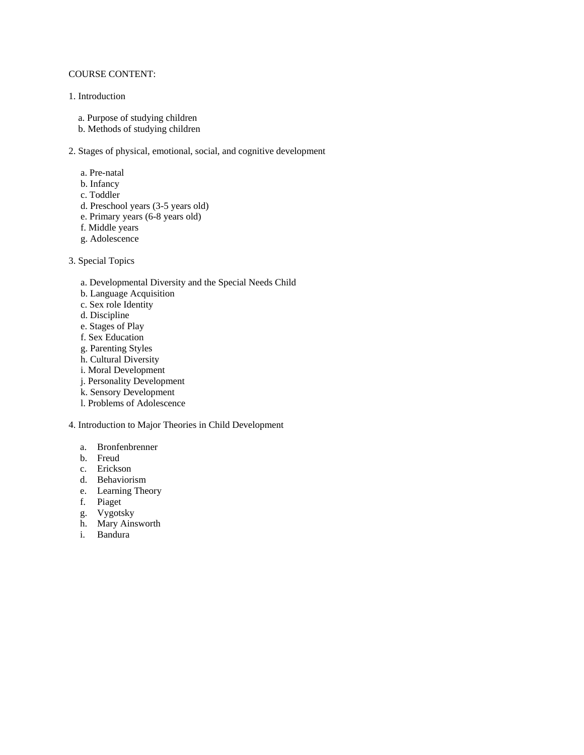COURSE CONTENT:

1. Introduction

    a. Purpose of studying children
    b. Methods of studying children

2. Stages of physical, emotional, social, and cognitive development

    a. Pre-natal
    b. Infancy
    c. Toddler
    d. Preschool years (3-5 years old)
    e. Primary years (6-8 years old)
    f. Middle years
    g. Adolescence

3. Special Topics

    a. Developmental Diversity and the Special Needs Child
    b. Language Acquisition
    c. Sex role Identity
    d. Discipline
    e. Stages of Play
    f. Sex Education
    g. Parenting Styles
    h. Cultural Diversity
    i. Moral Development
    j. Personality Development
    k. Sensory Development
    l. Problems of Adolescence

4. Introduction to Major Theories in Child Development

    a. Bronfenbrenner
    b. Freud
    c. Erickson
    d. Behaviorism
    e. Learning Theory
    f. Piaget
    g. Vygotsky
    h. Mary Ainsworth
    i. Bandura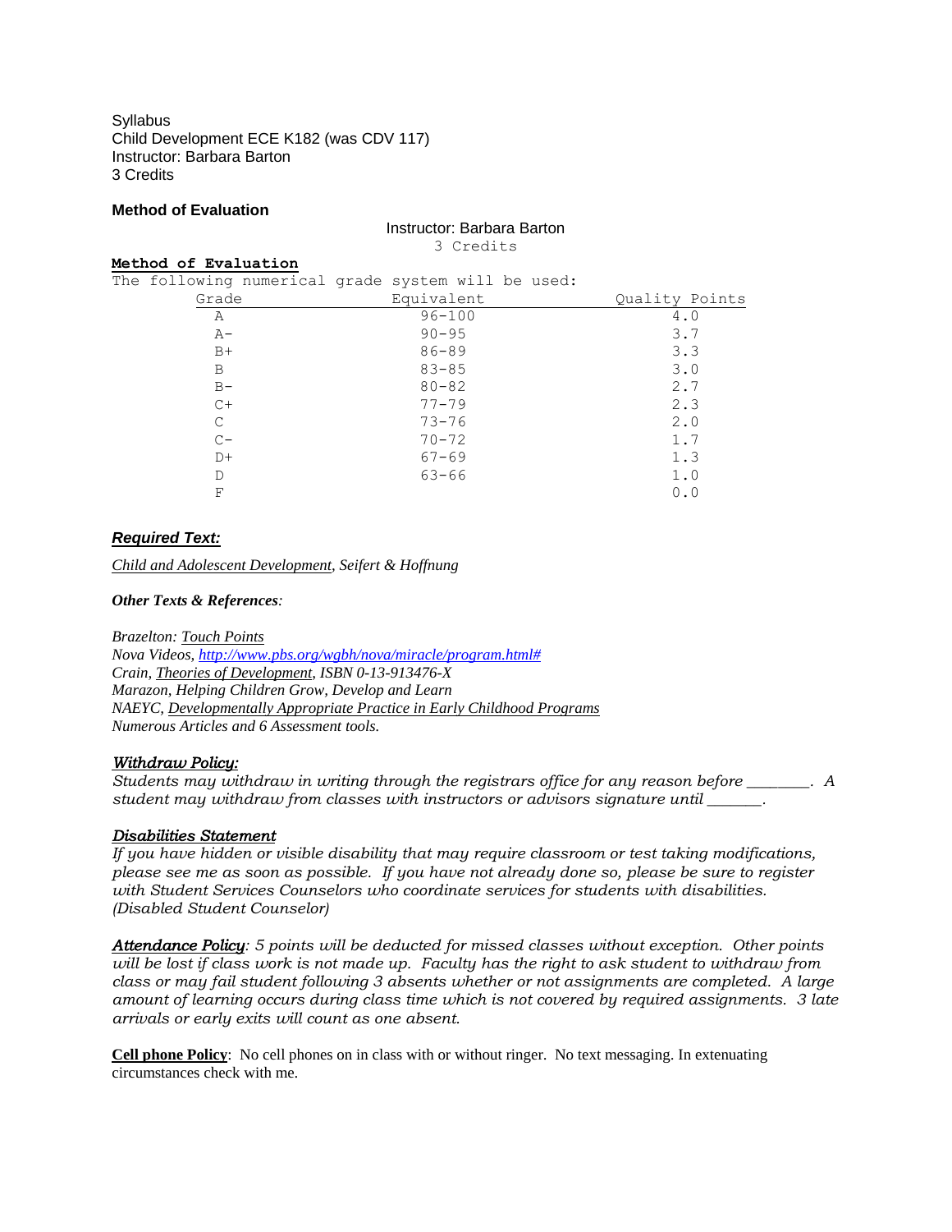Syllabus
Child Development ECE K182 (was CDV 117)
Instructor: Barbara Barton
3 Credits

**Method of Evaluation**

Instructor: Barbara Barton
3 Credits

**Method of Evaluation**

The following numerical grade system will be used:

| Grade | Equivalent | Quality Points |
|---|---|---|
| A | 96-100 | 4.0 |
| A- | 90-95 | 3.7 |
| B+ | 86-89 | 3.3 |
| B | 83-85 | 3.0 |
| B- | 80-82 | 2.7 |
| C+ | 77-79 | 2.3 |
| C | 73-76 | 2.0 |
| C- | 70-72 | 1.7 |
| D+ | 67-69 | 1.3 |
| D | 63-66 | 1.0 |
| F | | 0.0 |

***Required Text:***

*Child and Adolescent Development, Seifert & Hoffnung*

***Other Texts & References:***

*Brazelton: Touch Points*
*Nova Videos, http://www.pbs.org/wgbh/nova/miracle/program.html#*
*Crain, Theories of Development, ISBN 0-13-913476-X*
*Marazon, Helping Children Grow, Develop and Learn*
*NAEYC, Developmentally Appropriate Practice in Early Childhood Programs*
*Numerous Articles and 6 Assessment tools.*

***Withdraw Policy:***
*Students may withdraw in writing through the registrars office for any reason before ________. A student may withdraw from classes with instructors or advisors signature until _______.*

***Disabilities Statement***
*If you have hidden or visible disability that may require classroom or test taking modifications, please see me as soon as possible. If you have not already done so, please be sure to register with Student Services Counselors who coordinate services for students with disabilities. (Disabled Student Counselor)*

***Attendance Policy****: 5 points will be deducted for missed classes without exception. Other points will be lost if class work is not made up. Faculty has the right to ask student to withdraw from class or may fail student following 3 absents whether or not assignments are completed. A large amount of learning occurs during class time which is not covered by required assignments. 3 late arrivals or early exits will count as one absent.*

**Cell phone Policy**: No cell phones on in class with or without ringer. No text messaging. In extenuating circumstances check with me.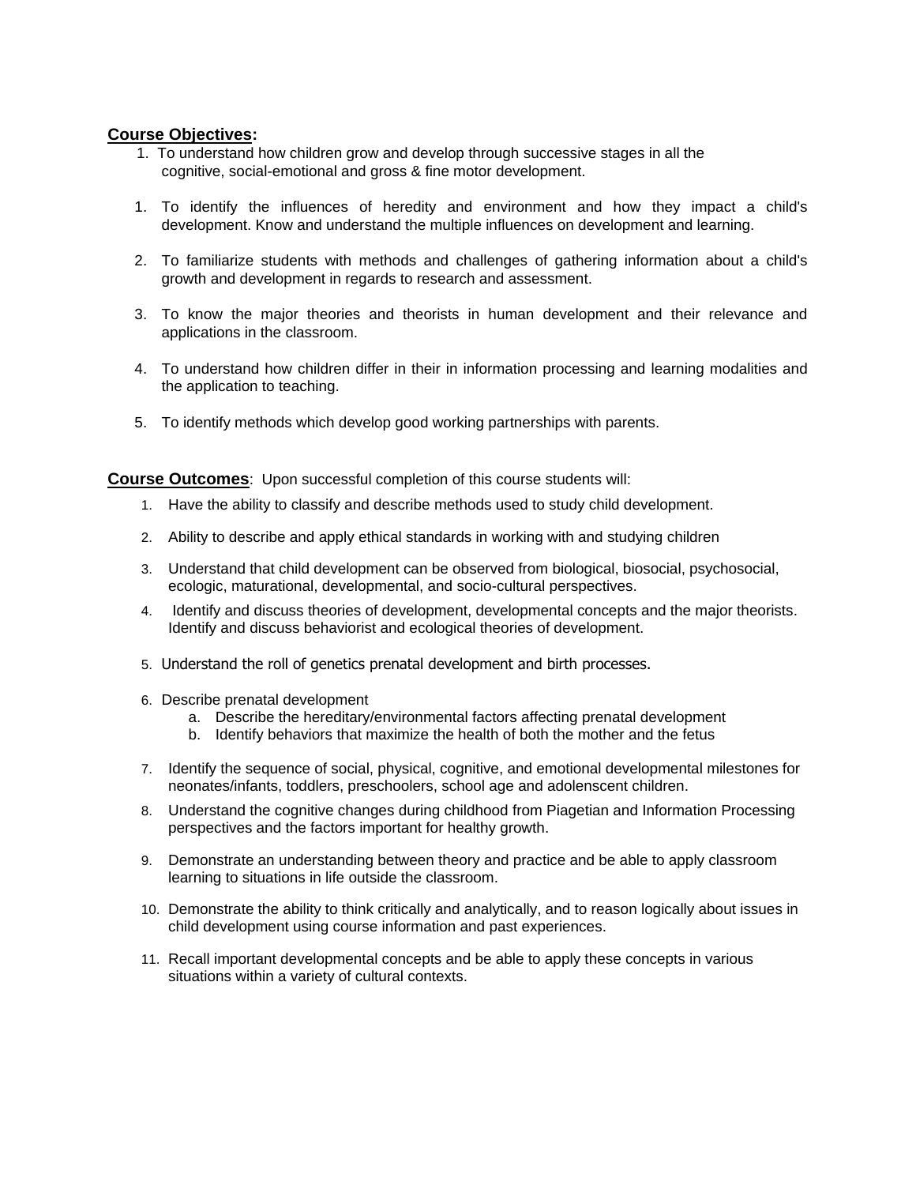**Course Objectives:**

1. To understand how children grow and develop through successive stages in all the cognitive, social-emotional and gross & fine motor development.

1. To identify the influences of heredity and environment and how they impact a child's development. Know and understand the multiple influences on development and learning.

2. To familiarize students with methods and challenges of gathering information about a child's growth and development in regards to research and assessment.

3. To know the major theories and theorists in human development and their relevance and applications in the classroom.

4. To understand how children differ in their in information processing and learning modalities and the application to teaching.

5. To identify methods which develop good working partnerships with parents.

**Course Outcomes**: Upon successful completion of this course students will:

1. Have the ability to classify and describe methods used to study child development.
2. Ability to describe and apply ethical standards in working with and studying children
3. Understand that child development can be observed from biological, biosocial, psychosocial, ecologic, maturational, developmental, and socio-cultural perspectives.
4. Identify and discuss theories of development, developmental concepts and the major theorists. Identify and discuss behaviorist and ecological theories of development.
5. Understand the roll of genetics prenatal development and birth processes.
6. Describe prenatal development
   a. Describe the hereditary/environmental factors affecting prenatal development
   b. Identify behaviors that maximize the health of both the mother and the fetus
7. Identify the sequence of social, physical, cognitive, and emotional developmental milestones for neonates/infants, toddlers, preschoolers, school age and adolenscent children.
8. Understand the cognitive changes during childhood from Piagetian and Information Processing perspectives and the factors important for healthy growth.
9. Demonstrate an understanding between theory and practice and be able to apply classroom learning to situations in life outside the classroom.
10. Demonstrate the ability to think critically and analytically, and to reason logically about issues in child development using course information and past experiences.
11. Recall important developmental concepts and be able to apply these concepts in various situations within a variety of cultural contexts.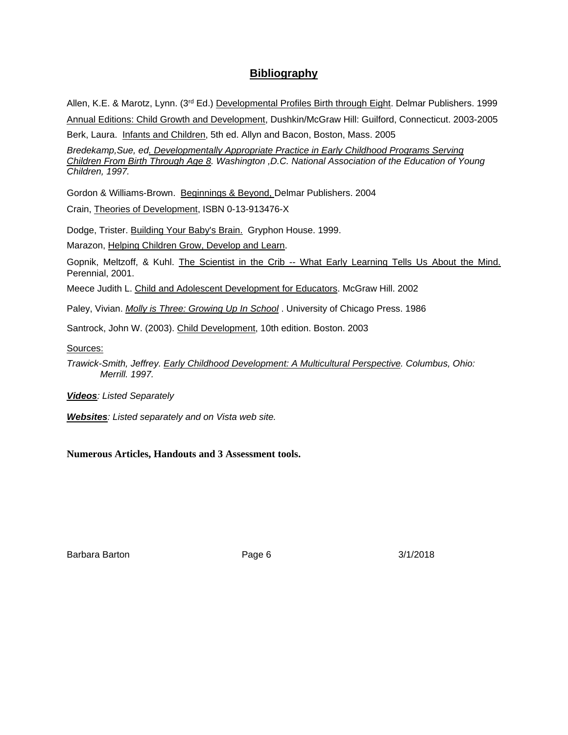## Bibliography

Allen, K.E. & Marotz, Lynn. (3rd Ed.) Developmental Profiles Birth through Eight. Delmar Publishers. 1999

Annual Editions: Child Growth and Development, Dushkin/McGraw Hill: Guilford, Connecticut. 2003-2005

Berk, Laura. Infants and Children, 5th ed. Allyn and Bacon, Boston, Mass. 2005

*Bredekamp,Sue, ed. Developmentally Appropriate Practice in Early Childhood Programs Serving Children From Birth Through Age 8. Washington ,D.C. National Association of the Education of Young Children, 1997.*

Gordon & Williams-Brown. Beginnings & Beyond, Delmar Publishers. 2004

Crain, Theories of Development, ISBN 0-13-913476-X

Dodge, Trister. Building Your Baby's Brain. Gryphon House. 1999.

Marazon, Helping Children Grow, Develop and Learn.

Gopnik, Meltzoff, & Kuhl. The Scientist in the Crib -- What Early Learning Tells Us About the Mind. Perennial, 2001.

Meece Judith L. Child and Adolescent Development for Educators. McGraw Hill. 2002

Paley, Vivian. ***Molly is Three: Growing Up In School*** . University of Chicago Press. 1986

Santrock, John W. (2003). Child Development, 10th edition. Boston. 2003

Sources:

*Trawick-Smith, Jeffrey. Early Childhood Development: A Multicultural Perspective. Columbus, Ohio: Merrill. 1997.*

***Videos****: Listed Separately*

***Websites****: Listed separately and on Vista web site.*

**Numerous Articles, Handouts and 3 Assessment tools.**